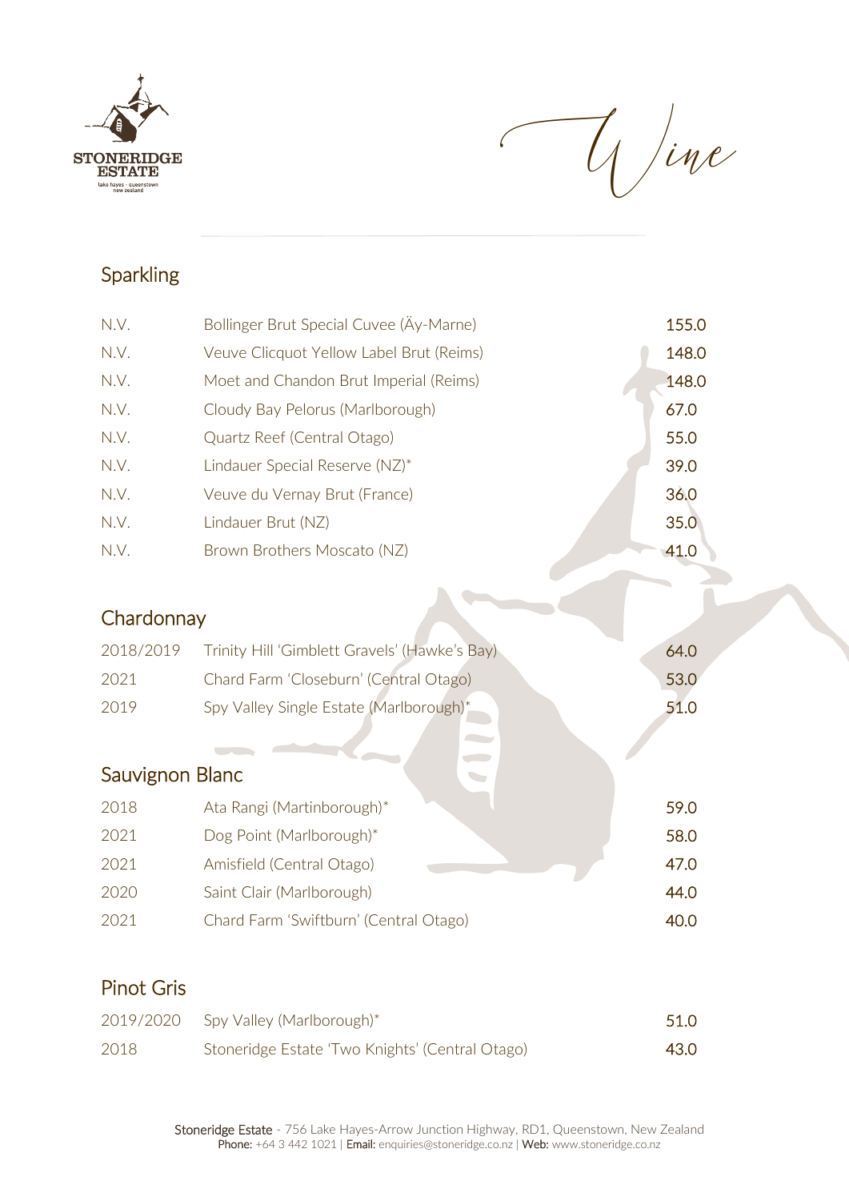STONERIDGE ESTATE

lake hayes - queenstown
new zealand

# Wine

## Sparkling

| | | |
|---|---|---|
| N.V. | Bollinger Brut Special Cuvee (Äy-Marne) | 155.0 |
| N.V. | Veuve Clicquot Yellow Label Brut (Reims) | 148.0 |
| N.V. | Moet and Chandon Brut Imperial (Reims) | 148.0 |
| N.V. | Cloudy Bay Pelorus (Marlborough) | 67.0 |
| N.V. | Quartz Reef (Central Otago) | 55.0 |
| N.V. | Lindauer Special Reserve (NZ)* | 39.0 |
| N.V. | Veuve du Vernay Brut (France) | 36.0 |
| N.V. | Lindauer Brut (NZ) | 35.0 |
| N.V. | Brown Brothers Moscato (NZ) | 41.0 |

## Chardonnay

| | | |
|---|---|---|
| 2018/2019 | Trinity Hill 'Gimblett Gravels' (Hawke's Bay) | 64.0 |
| 2021 | Chard Farm 'Closeburn' (Central Otago) | 53.0 |
| 2019 | Spy Valley Single Estate (Marlborough)* | 51.0 |

## Sauvignon Blanc

| | | |
|---|---|---|
| 2018 | Ata Rangi (Martinborough)* | 59.0 |
| 2021 | Dog Point (Marlborough)* | 58.0 |
| 2021 | Amisfield (Central Otago) | 47.0 |
| 2020 | Saint Clair (Marlborough) | 44.0 |
| 2021 | Chard Farm 'Swiftburn' (Central Otago) | 40.0 |

## Pinot Gris

| | | |
|---|---|---|
| 2019/2020 | Spy Valley (Marlborough)* | 51.0 |
| 2018 | Stoneridge Estate 'Two Knights' (Central Otago) | 43.0 |

**Stoneridge Estate** - 756 Lake Hayes-Arrow Junction Highway, RD1, Queenstown, New Zealand
**Phone:** +64 3 442 1021 | **Email:** enquiries@stoneridge.co.nz | **Web:** www.stoneridge.co.nz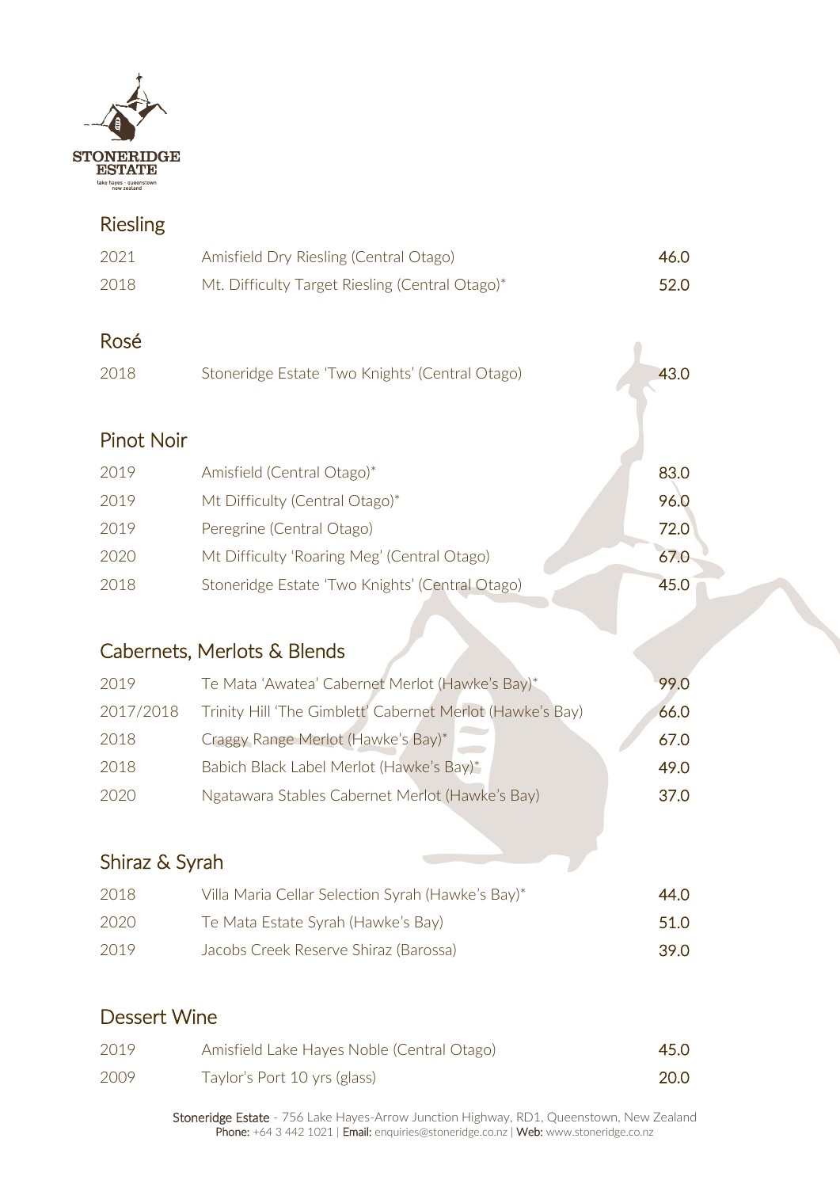STONERIDGE ESTATE
lake hayes - queenstown
new zealand

## Riesling

| | | |
|---|---|---|
| 2021 | Amisfield Dry Riesling (Central Otago) | 46.0 |
| 2018 | Mt. Difficulty Target Riesling (Central Otago)* | 52.0 |

## Rosé

| | | |
|---|---|---|
| 2018 | Stoneridge Estate 'Two Knights' (Central Otago) | 43.0 |

## Pinot Noir

| | | |
|---|---|---|
| 2019 | Amisfield (Central Otago)* | 83.0 |
| 2019 | Mt Difficulty (Central Otago)* | 96.0 |
| 2019 | Peregrine (Central Otago) | 72.0 |
| 2020 | Mt Difficulty 'Roaring Meg' (Central Otago) | 67.0 |
| 2018 | Stoneridge Estate 'Two Knights' (Central Otago) | 45.0 |

## Cabernets, Merlots & Blends

| | | |
|---|---|---|
| 2019 | Te Mata 'Awatea' Cabernet Merlot (Hawke's Bay)* | 99.0 |
| 2017/2018 | Trinity Hill 'The Gimblett' Cabernet Merlot (Hawke's Bay) | 66.0 |
| 2018 | Craggy Range Merlot (Hawke's Bay)* | 67.0 |
| 2018 | Babich Black Label Merlot (Hawke's Bay)* | 49.0 |
| 2020 | Ngatawara Stables Cabernet Merlot (Hawke's Bay) | 37.0 |

## Shiraz & Syrah

| | | |
|---|---|---|
| 2018 | Villa Maria Cellar Selection Syrah (Hawke's Bay)* | 44.0 |
| 2020 | Te Mata Estate Syrah (Hawke's Bay) | 51.0 |
| 2019 | Jacobs Creek Reserve Shiraz (Barossa) | 39.0 |

## Dessert Wine

| | | |
|---|---|---|
| 2019 | Amisfield Lake Hayes Noble (Central Otago) | 45.0 |
| 2009 | Taylor's Port 10 yrs (glass) | 20.0 |

Stoneridge Estate - 756 Lake Hayes-Arrow Junction Highway, RD1, Queenstown, New Zealand
Phone: +64 3 442 1021 | Email: enquiries@stoneridge.co.nz | Web: www.stoneridge.co.nz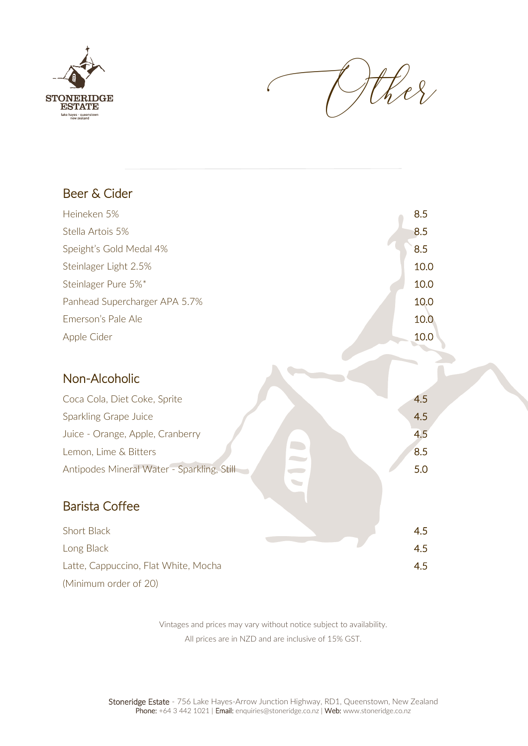# Other

## Beer & Cider

| | |
|---|---|
| Heineken 5% | 8.5 |
| Stella Artois 5% | 8.5 |
| Speight's Gold Medal 4% | 8.5 |
| Steinlager Light 2.5% | 10.0 |
| Steinlager Pure 5%* | 10.0 |
| Panhead Supercharger APA 5.7% | 10.0 |
| Emerson's Pale Ale | 10.0 |
| Apple Cider | 10.0 |

## Non-Alcoholic

| | |
|---|---|
| Coca Cola, Diet Coke, Sprite | 4.5 |
| Sparkling Grape Juice | 4.5 |
| Juice - Orange, Apple, Cranberry | 4.5 |
| Lemon, Lime & Bitters | 8.5 |
| Antipodes Mineral Water - Sparkling, Still | 5.0 |

## Barista Coffee

| | |
|---|---|
| Short Black | 4.5 |
| Long Black | 4.5 |
| Latte, Cappuccino, Flat White, Mocha | 4.5 |

(Minimum order of 20)

Vintages and prices may vary without notice subject to availability.

All prices are in NZD and are inclusive of 15% GST.

Stoneridge Estate - 756 Lake Hayes-Arrow Junction Highway, RD1, Queenstown, New Zealand
Phone: +64 3 442 1021 | Email: enquiries@stoneridge.co.nz | Web: www.stoneridge.co.nz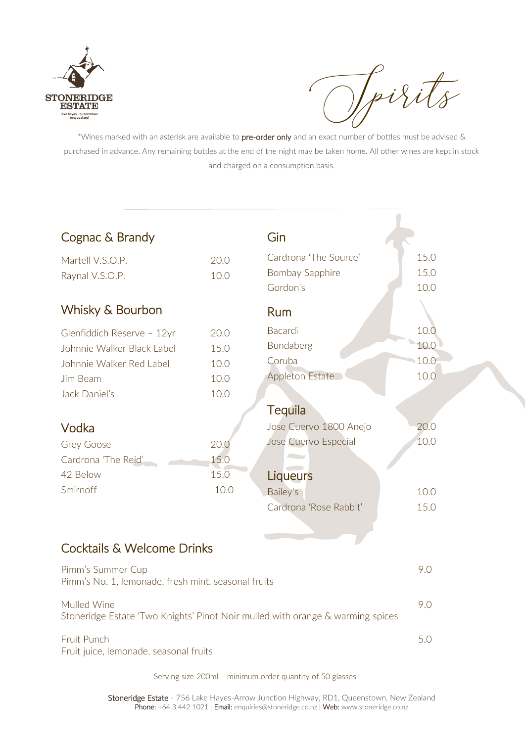# Spirits

*Wines marked with an asterisk are available to **pre-order only** and an exact number of bottles must be advised & purchased in advance. Any remaining bottles at the end of the night may be taken home. All other wines are kept in stock and charged on a consumption basis.

## Cognac & Brandy

| | |
|---|---|
| Martell V.S.O.P. | 20.0 |
| Raynal V.S.O.P. | 10.0 |

## Whisky & Bourbon

| | |
|---|---|
| Glenfiddich Reserve – 12yr | 20.0 |
| Johnnie Walker Black Label | 15.0 |
| Johnnie Walker Red Label | 10.0 |
| Jim Beam | 10.0 |
| Jack Daniel's | 10.0 |

## Vodka

| | |
|---|---|
| Grey Goose | 20.0 |
| Cardrona 'The Reid' | 15.0 |
| 42 Below | 15.0 |
| Smirnoff | 10.0 |

## Gin

| | |
|---|---|
| Cardrona 'The Source' | 15.0 |
| Bombay Sapphire | 15.0 |
| Gordon's | 10.0 |

## Rum

| | |
|---|---|
| Bacardi | 10.0 |
| Bundaberg | 10.0 |
| Coruba | 10.0 |
| Appleton Estate | 10.0 |

## Tequila

| | |
|---|---|
| Jose Cuervo 1800 Anejo | 20.0 |
| Jose Cuervo Especial | 10.0 |

## Liqueurs

| | |
|---|---|
| Bailey's | 10.0 |
| Cardrona 'Rose Rabbit' | 15.0 |

## Cocktails & Welcome Drinks

Pimm's Summer Cup — 9.0
Pimm's No. 1, lemonade, fresh mint, seasonal fruits

Mulled Wine — 9.0
Stoneridge Estate 'Two Knights' Pinot Noir mulled with orange & warming spices

Fruit Punch — 5.0
Fruit juice, lemonade. seasonal fruits

Serving size 200ml – minimum order quantity of 50 glasses

**Stoneridge Estate** - 756 Lake Hayes-Arrow Junction Highway, RD1, Queenstown, New Zealand
**Phone:** +64 3 442 1021 | **Email:** enquiries@stoneridge.co.nz | **Web:** www.stoneridge.co.nz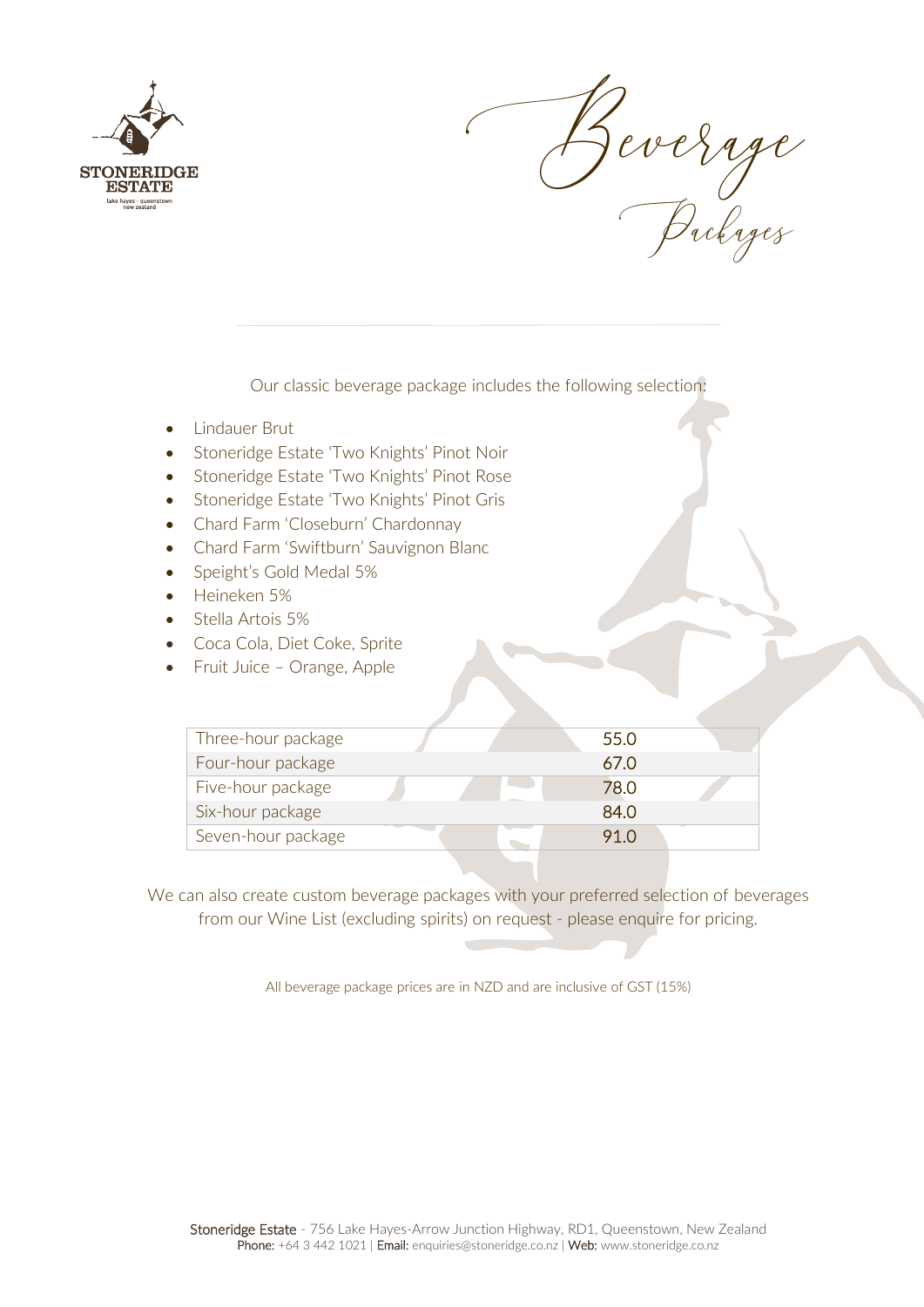STONERIDGE ESTATE

lake hayes - queenstown
new zealand

# Beverage Packages

Our classic beverage package includes the following selection:

- Lindauer Brut
- Stoneridge Estate 'Two Knights' Pinot Noir
- Stoneridge Estate 'Two Knights' Pinot Rose
- Stoneridge Estate 'Two Knights' Pinot Gris
- Chard Farm 'Closeburn' Chardonnay
- Chard Farm 'Swiftburn' Sauvignon Blanc
- Speight's Gold Medal 5%
- Heineken 5%
- Stella Artois 5%
- Coca Cola, Diet Coke, Sprite
- Fruit Juice – Orange, Apple

| | |
|---|---|
| Three-hour package | 55.0 |
| Four-hour package | 67.0 |
| Five-hour package | 78.0 |
| Six-hour package | 84.0 |
| Seven-hour package | 91.0 |

We can also create custom beverage packages with your preferred selection of beverages from our Wine List (excluding spirits) on request - please enquire for pricing.

All beverage package prices are in NZD and are inclusive of GST (15%)

**Stoneridge Estate** - 756 Lake Hayes-Arrow Junction Highway, RD1, Queenstown, New Zealand
**Phone:** +64 3 442 1021 | **Email:** enquiries@stoneridge.co.nz | **Web:** www.stoneridge.co.nz